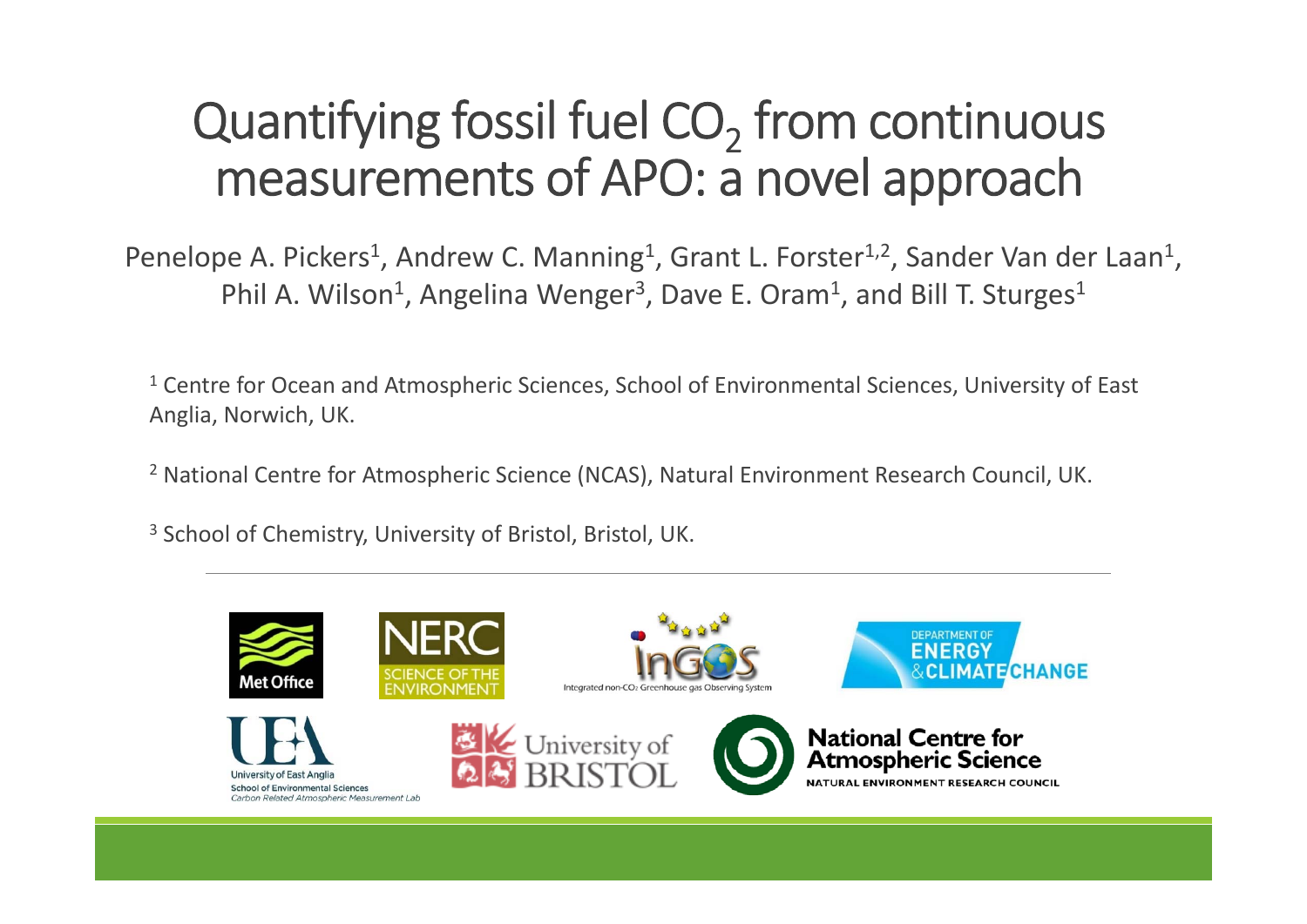# Quantifying fossil fuel $CO_2$ from continuous measurements of APO: a novel approach

Penelope A. Pickers[1], Andrew C. Manning[1], Grant L. Forster[1,2], Sander Van der Laan[1], Phil A. Wilson[1], Angelina Wenger[3], Dave E. Oram[1], and Bill T. Sturges[1]

[1] Centre for Ocean and Atmospheric Sciences, School of Environmental Sciences, University of East Anglia, Norwich, UK.

[2] National Centre for Atmospheric Science (NCAS), Natural Environment Research Council, UK.

[3] School of Chemistry, University of Bristol, Bristol, UK.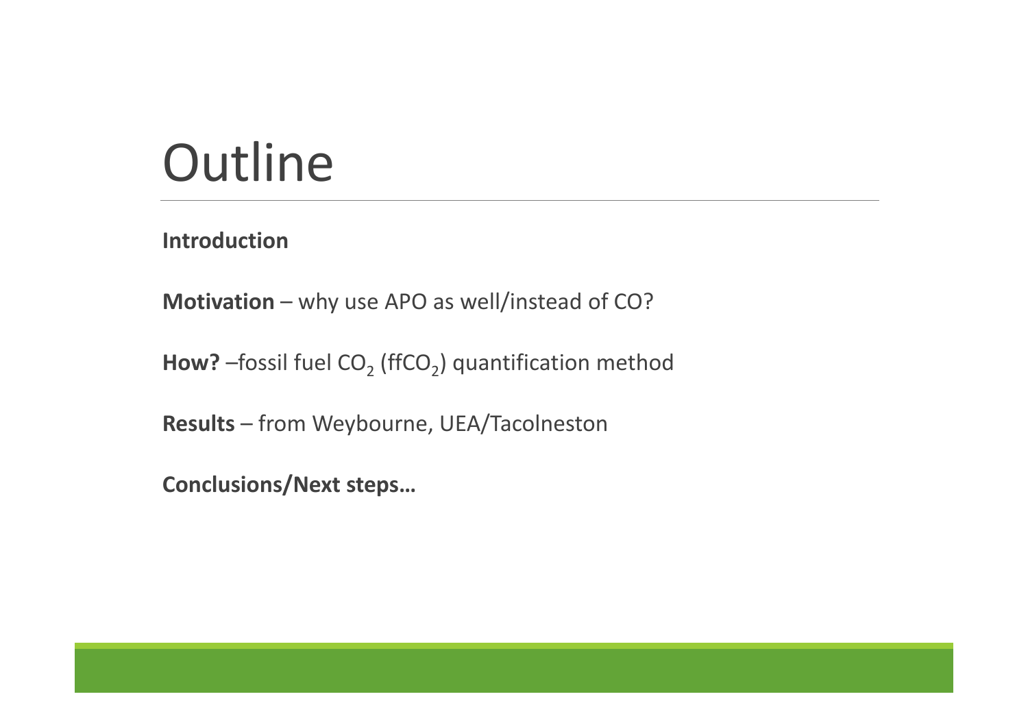# Outline

**Introduction**

**Motivation** – why use APO as well/instead of CO?

**How?** –fossil fuel $CO_2$ ($ffCO_2$) quantification method

**Results** – from Weybourne, UEA/Tacolneston

**Conclusions/Next steps…**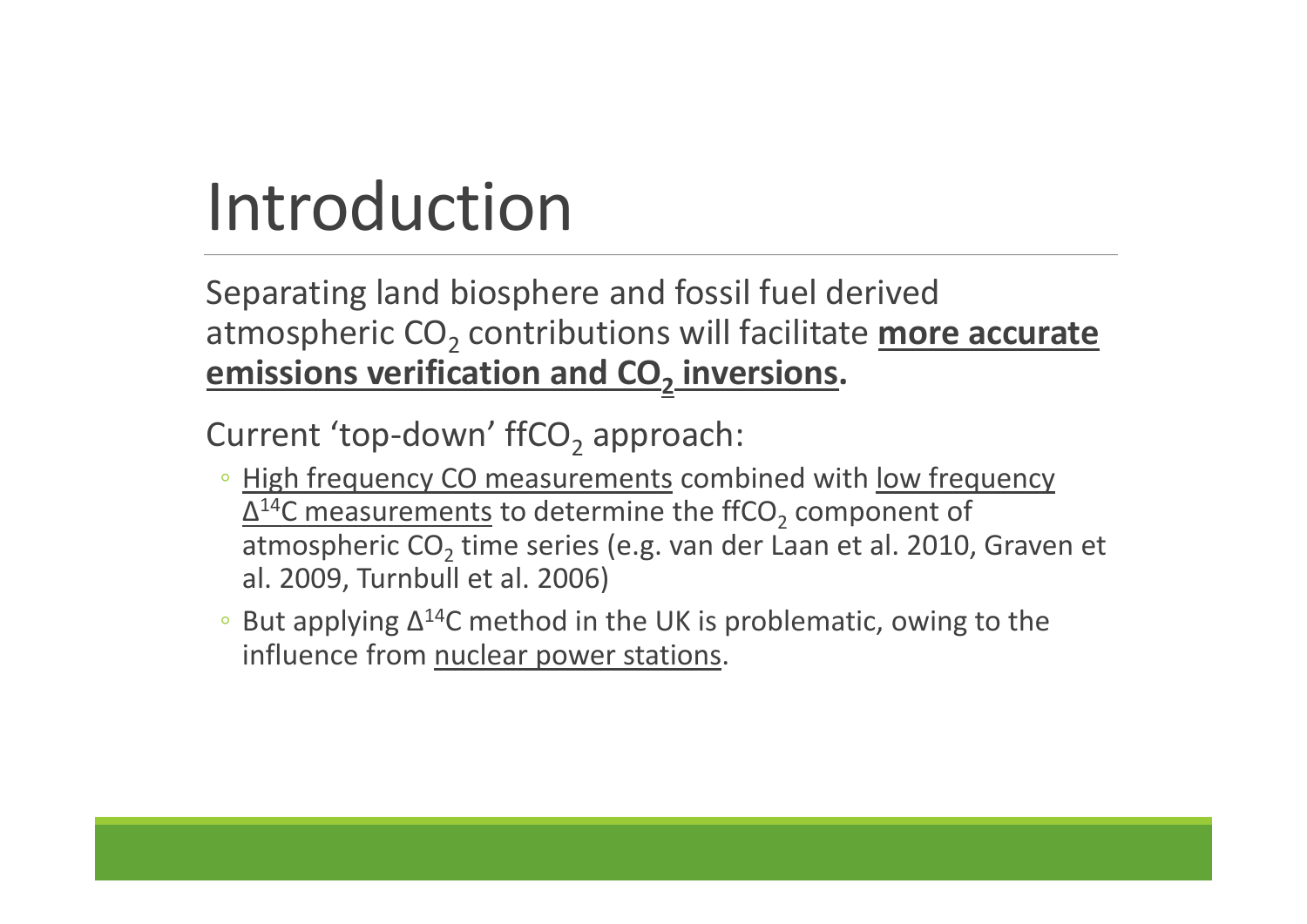# Introduction

Separating land biosphere and fossil fuel derived atmospheric $CO_2$ contributions will facilitate **more accurate emissions verification and $CO_2$ inversions.**

Current 'top-down' ff$CO_2$ approach:

- High frequency CO measurements combined with low frequency $\Delta^{14}C$ measurements to determine the ff$CO_2$ component of atmospheric $CO_2$ time series (e.g. van der Laan et al. 2010, Graven et al. 2009, Turnbull et al. 2006)
- But applying $\Delta^{14}C$ method in the UK is problematic, owing to the influence from nuclear power stations.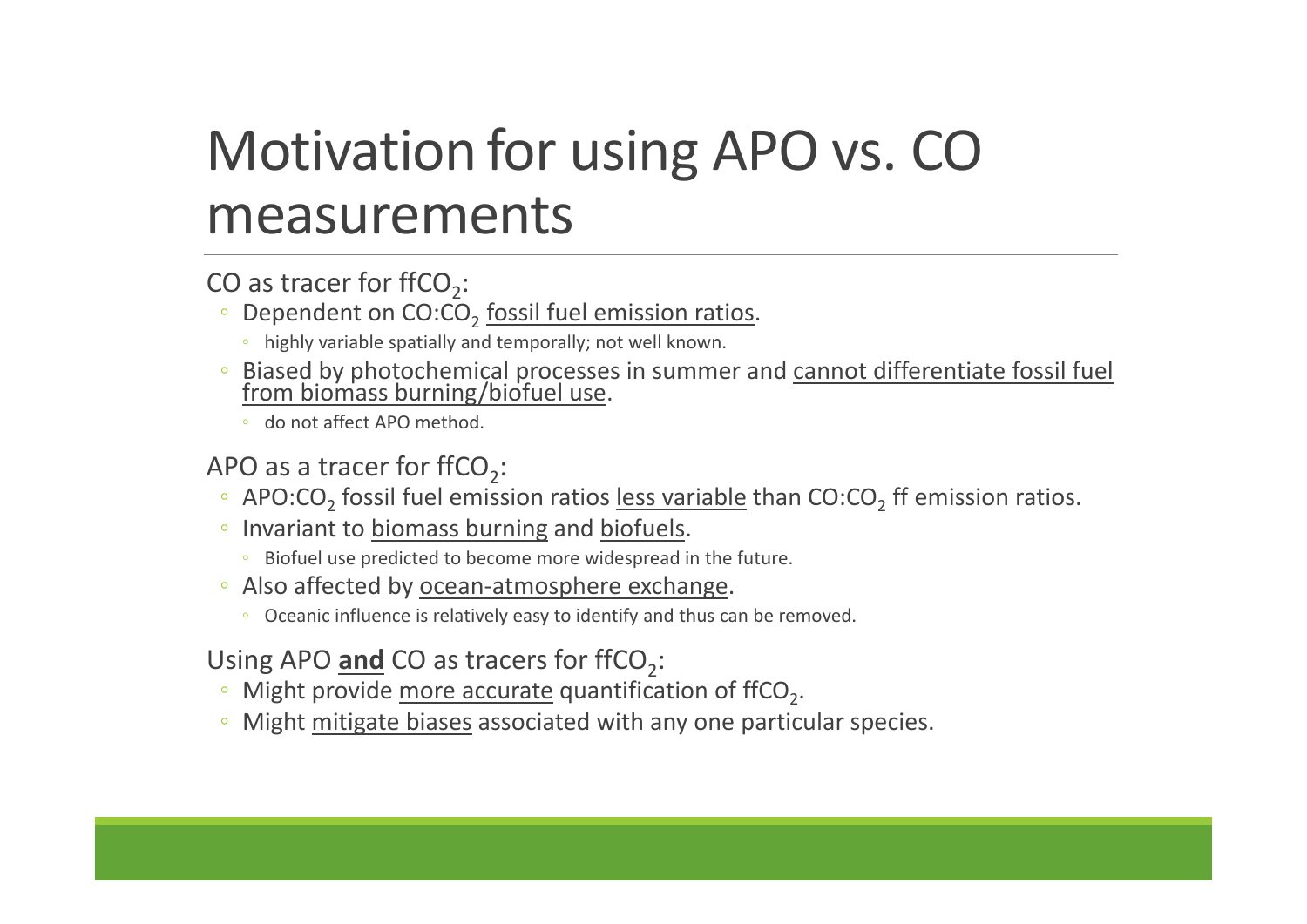# Motivation for using APO vs. CO measurements

CO as tracer for $ffCO_2$:

- Dependent on $CO:CO_2$ fossil fuel emission ratios.
  - highly variable spatially and temporally; not well known.
- Biased by photochemical processes in summer and cannot differentiate fossil fuel from biomass burning/biofuel use.
  - do not affect APO method.

APO as a tracer for $ffCO_2$:

- $APO:CO_2$ fossil fuel emission ratios less variable than $CO:CO_2$ ff emission ratios.
- Invariant to biomass burning and biofuels.
  - Biofuel use predicted to become more widespread in the future.
- Also affected by ocean-atmosphere exchange.
  - Oceanic influence is relatively easy to identify and thus can be removed.

Using APO **and** CO as tracers for $ffCO_2$:

- Might provide more accurate quantification of $ffCO_2$.
- Might mitigate biases associated with any one particular species.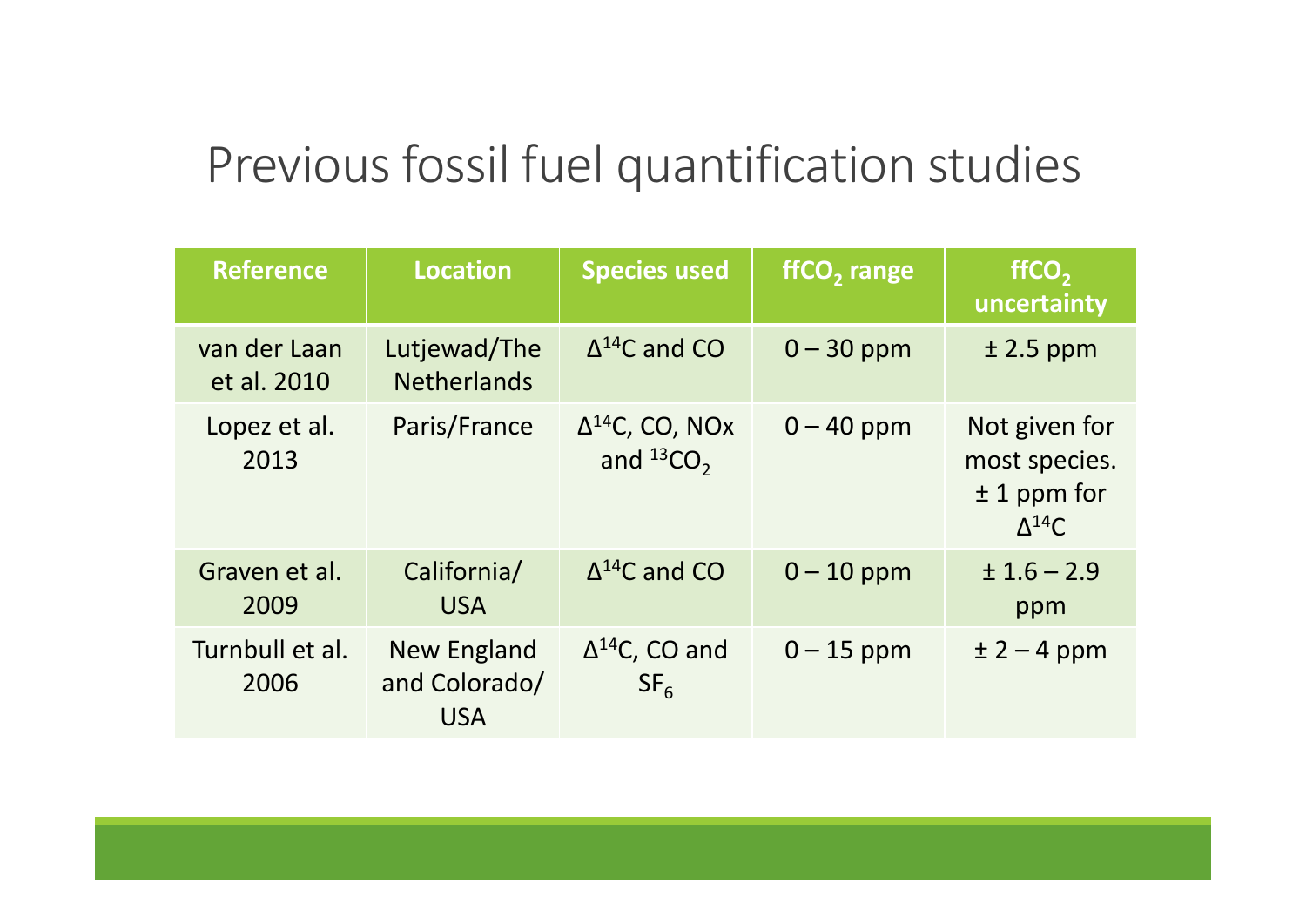# Previous fossil fuel quantification studies

| Reference | Location | Species used | $ffCO_2$ range | $ffCO_2$ uncertainty |
|---|---|---|---|---|
| van der Laan et al. 2010 | Lutjewad/The Netherlands | $\Delta^{14}C$ and CO | 0 – 30 ppm | ± 2.5 ppm |
| Lopez et al. 2013 | Paris/France | $\Delta^{14}C$, CO, NOx and $^{13}CO_2$ | 0 – 40 ppm | Not given for most species. ± 1 ppm for $\Delta^{14}C$ |
| Graven et al. 2009 | California/ USA | $\Delta^{14}C$ and CO | 0 – 10 ppm | ± 1.6 – 2.9 ppm |
| Turnbull et al. 2006 | New England and Colorado/ USA | $\Delta^{14}C$, CO and $SF_6$ | 0 – 15 ppm | ± 2 – 4 ppm |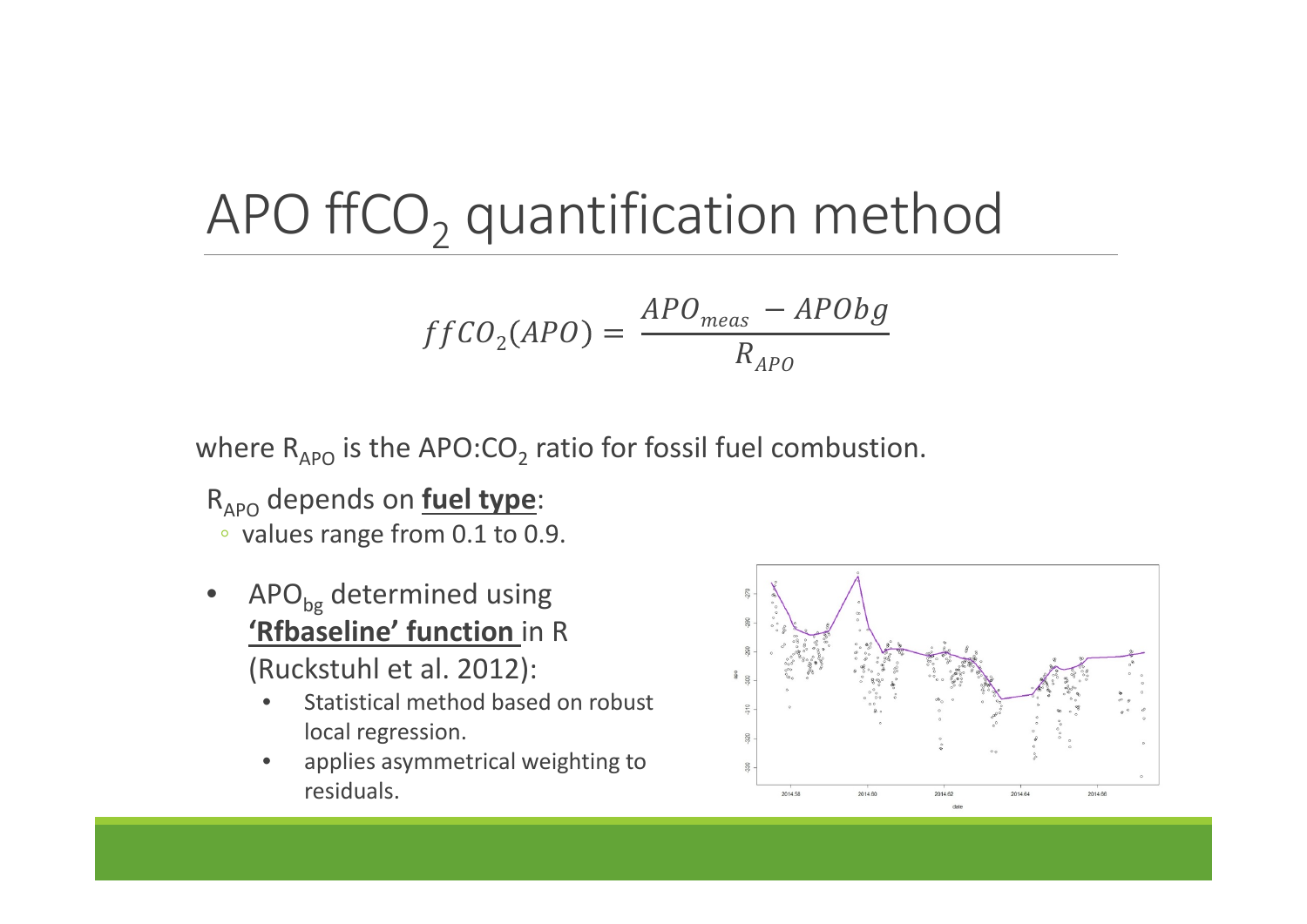# APO $ffCO_2$ quantification method

$$ffCO_2(APO) = \frac{APO_{meas} - APObg}{R_{APO}}$$

where $R_{APO}$ is the APO:$CO_2$ ratio for fossil fuel combustion.

$R_{APO}$ depends on **fuel type**:

- values range from 0.1 to 0.9.

- $APO_{bg}$ determined using **'Rfbaseline' function** in R (Ruckstuhl et al. 2012):
  - Statistical method based on robust local regression.
  - applies asymmetrical weighting to residuals.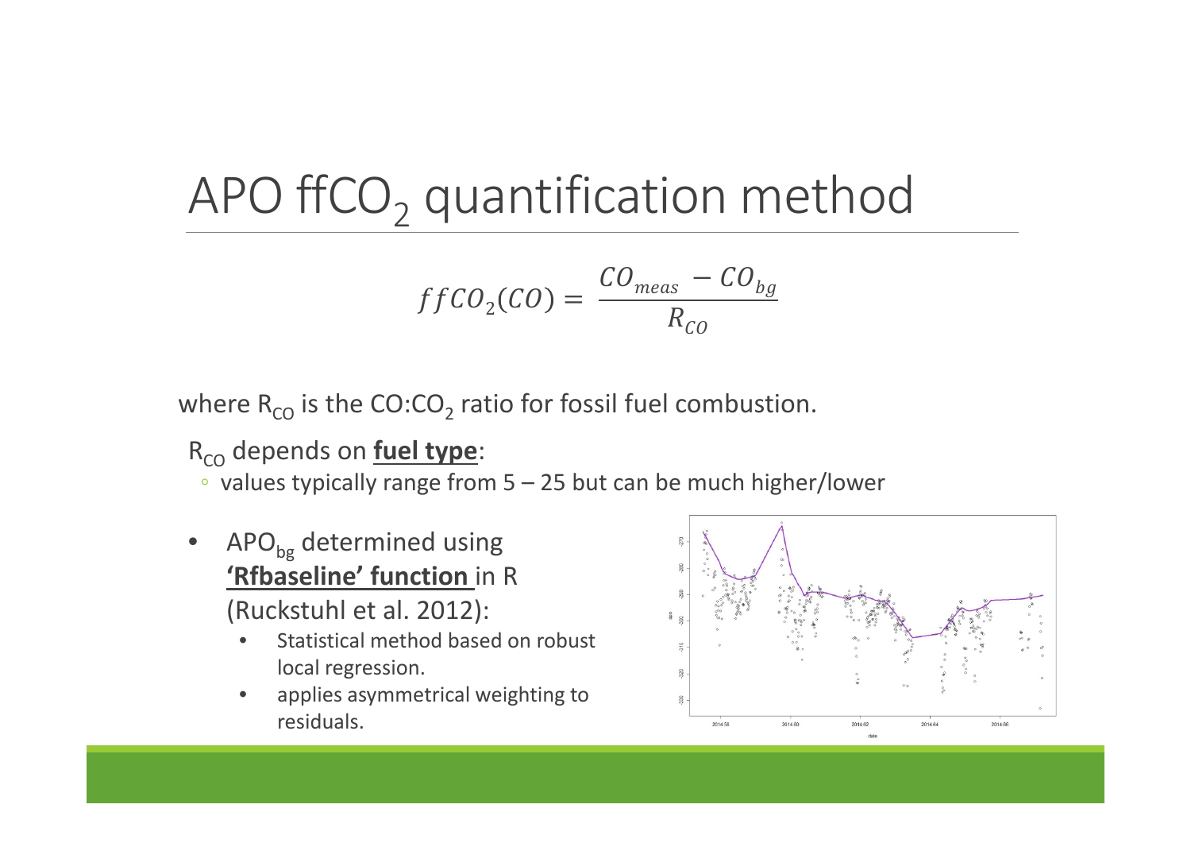# APO $ffCO_2$ quantification method

$$ffCO_2(CO) = \frac{CO_{meas} - CO_{bg}}{R_{CO}}$$

where $R_{CO}$ is the CO:$CO_2$ ratio for fossil fuel combustion.

$R_{CO}$ depends on **fuel type**:

- values typically range from 5 – 25 but can be much higher/lower

- $APO_{bg}$ determined using **'Rfbaseline' function** in R (Ruckstuhl et al. 2012):
  - Statistical method based on robust local regression.
  - applies asymmetrical weighting to residuals.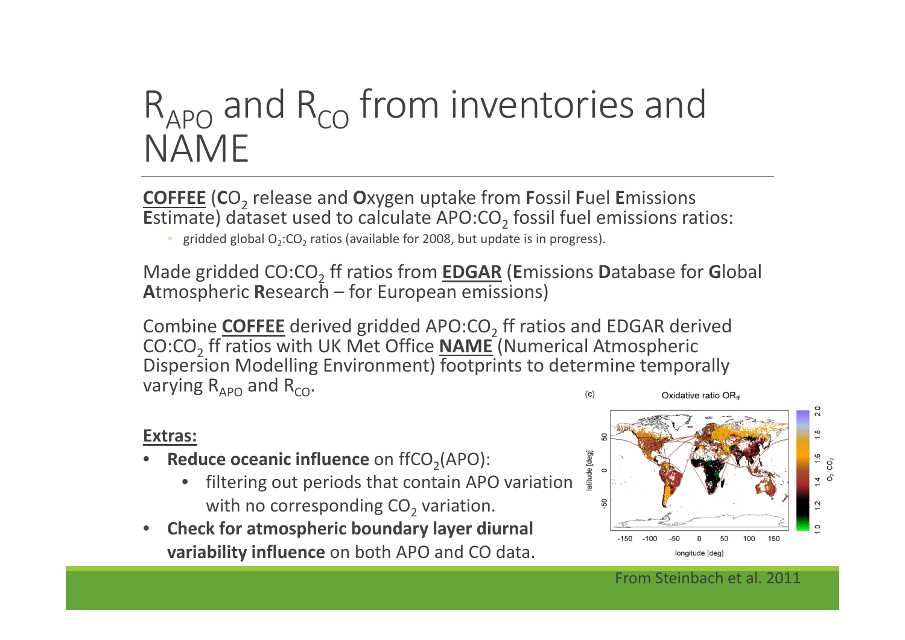# $R_{APO}$ and $R_{CO}$ from inventories and NAME

**COFFEE** (**C**$O_2$ release and **O**xygen uptake from **F**ossil **F**uel **E**missions **E**stimate) dataset used to calculate APO:$CO_2$ fossil fuel emissions ratios:

- gridded global $O_2$:$CO_2$ ratios (available for 2008, but update is in progress).

Made gridded CO:$CO_2$ ff ratios from **EDGAR** (**E**missions **D**atabase for **G**lobal **A**tmospheric **R**esearch – for European emissions)

Combine **COFFEE** derived gridded APO:$CO_2$ ff ratios and EDGAR derived CO:$CO_2$ ff ratios with UK Met Office **NAME** (Numerical Atmospheric Dispersion Modelling Environment) footprints to determine temporally varying $R_{APO}$ and $R_{CO}$.

**Extras:**

- **Reduce oceanic influence** on ff$CO_2$(APO):
  - filtering out periods that contain APO variation with no corresponding $CO_2$ variation.
- **Check for atmospheric boundary layer diurnal variability influence** on both APO and CO data.

(c) Oxidative ratio $OR_{ff}$

From Steinbach et al. 2011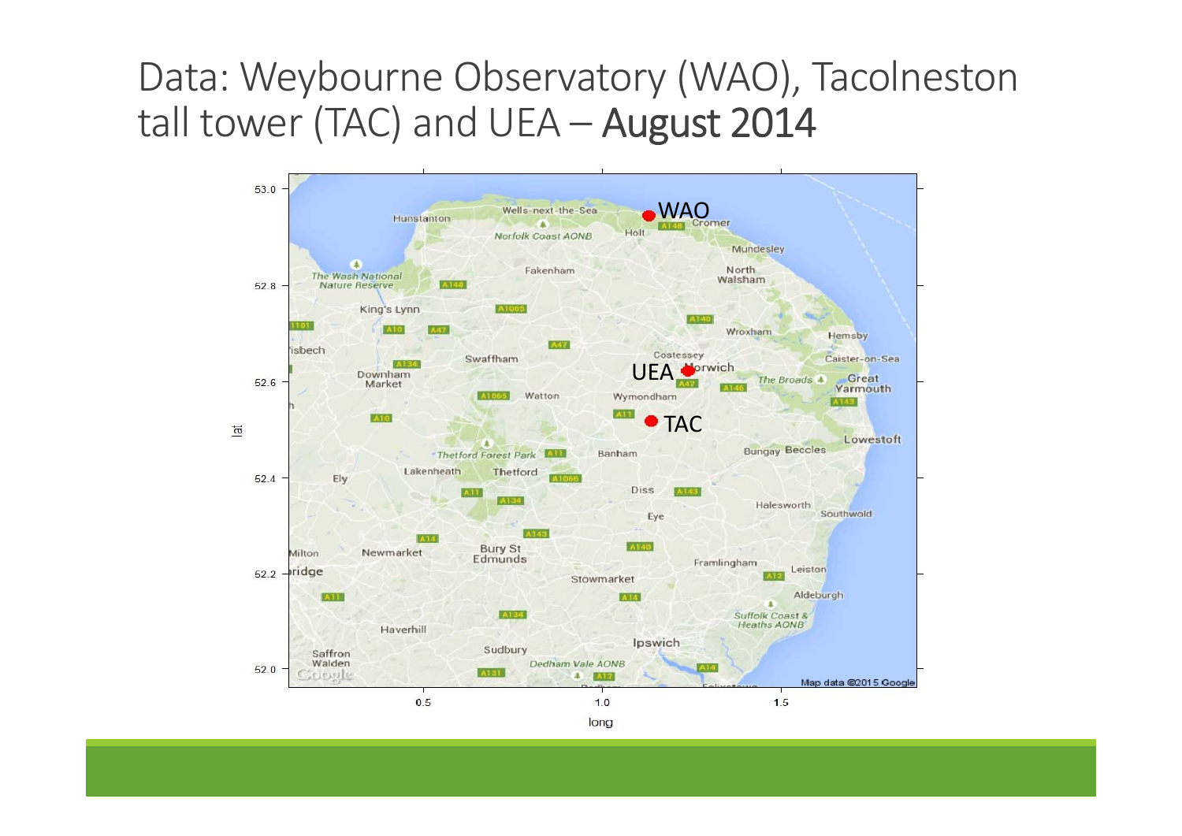# Data: Weybourne Observatory (WAO), Tacolneston tall tower (TAC) and UEA – **August 2014**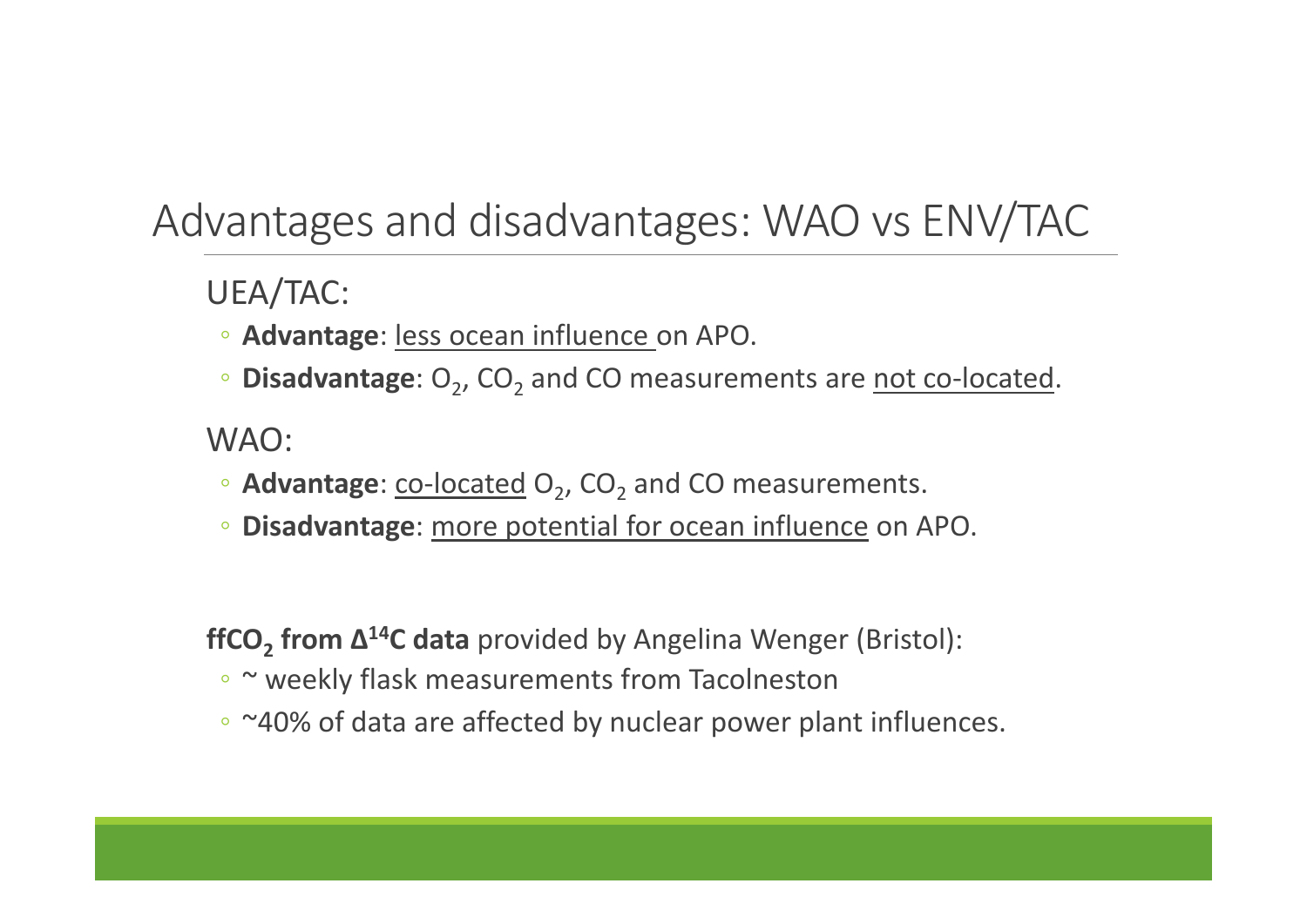# Advantages and disadvantages: WAO vs ENV/TAC

UEA/TAC:

- **Advantage**: less ocean influence on APO.
- **Disadvantage**: $O_2$, $CO_2$ and CO measurements are not co-located.

WAO:

- **Advantage**: co-located $O_2$, $CO_2$ and CO measurements.
- **Disadvantage**: more potential for ocean influence on APO.

**$ffCO_2$ from $\Delta^{14}C$ data** provided by Angelina Wenger (Bristol):

- ~ weekly flask measurements from Tacolneston
- ~40% of data are affected by nuclear power plant influences.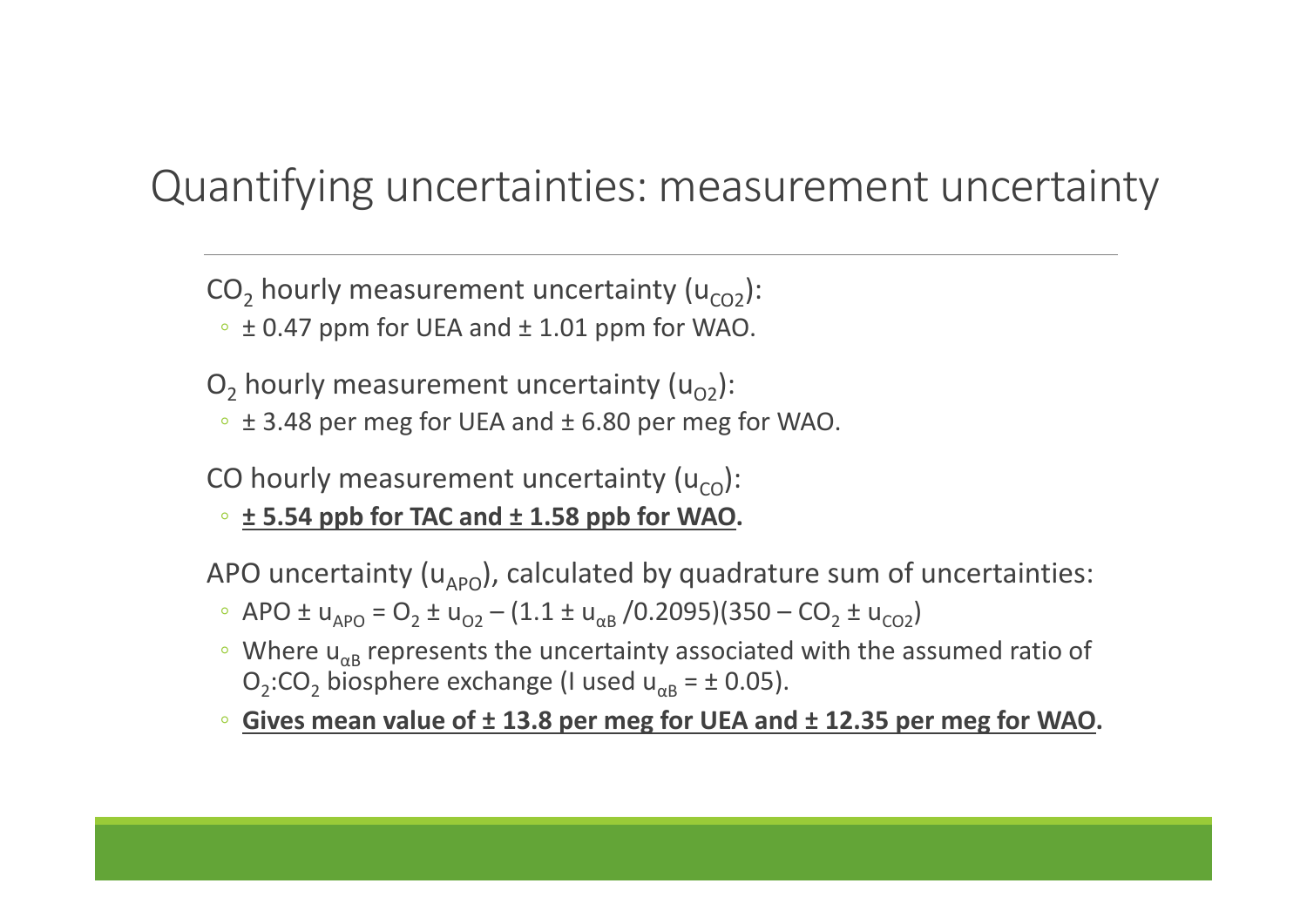# Quantifying uncertainties: measurement uncertainty

$CO_2$ hourly measurement uncertainty ($u_{CO2}$):

- ± 0.47 ppm for UEA and ± 1.01 ppm for WAO.

$O_2$ hourly measurement uncertainty ($u_{O2}$):

- ± 3.48 per meg for UEA and ± 6.80 per meg for WAO.

CO hourly measurement uncertainty ($u_{CO}$):

- **<u>± 5.54 ppb for TAC and ± 1.58 ppb for WAO</u>.**

APO uncertainty ($u_{APO}$), calculated by quadrature sum of uncertainties:

- $APO \pm u_{APO} = O_2 \pm u_{O2} - (1.1 \pm u_{\alpha B} / 0.2095)(350 - CO_2 \pm u_{CO2})$
- Where $u_{\alpha B}$ represents the uncertainty associated with the assumed ratio of $O_2$:$CO_2$ biosphere exchange (I used $u_{\alpha B} = \pm 0.05$).
- **<u>Gives mean value of ± 13.8 per meg for UEA and ± 12.35 per meg for WAO</u>.**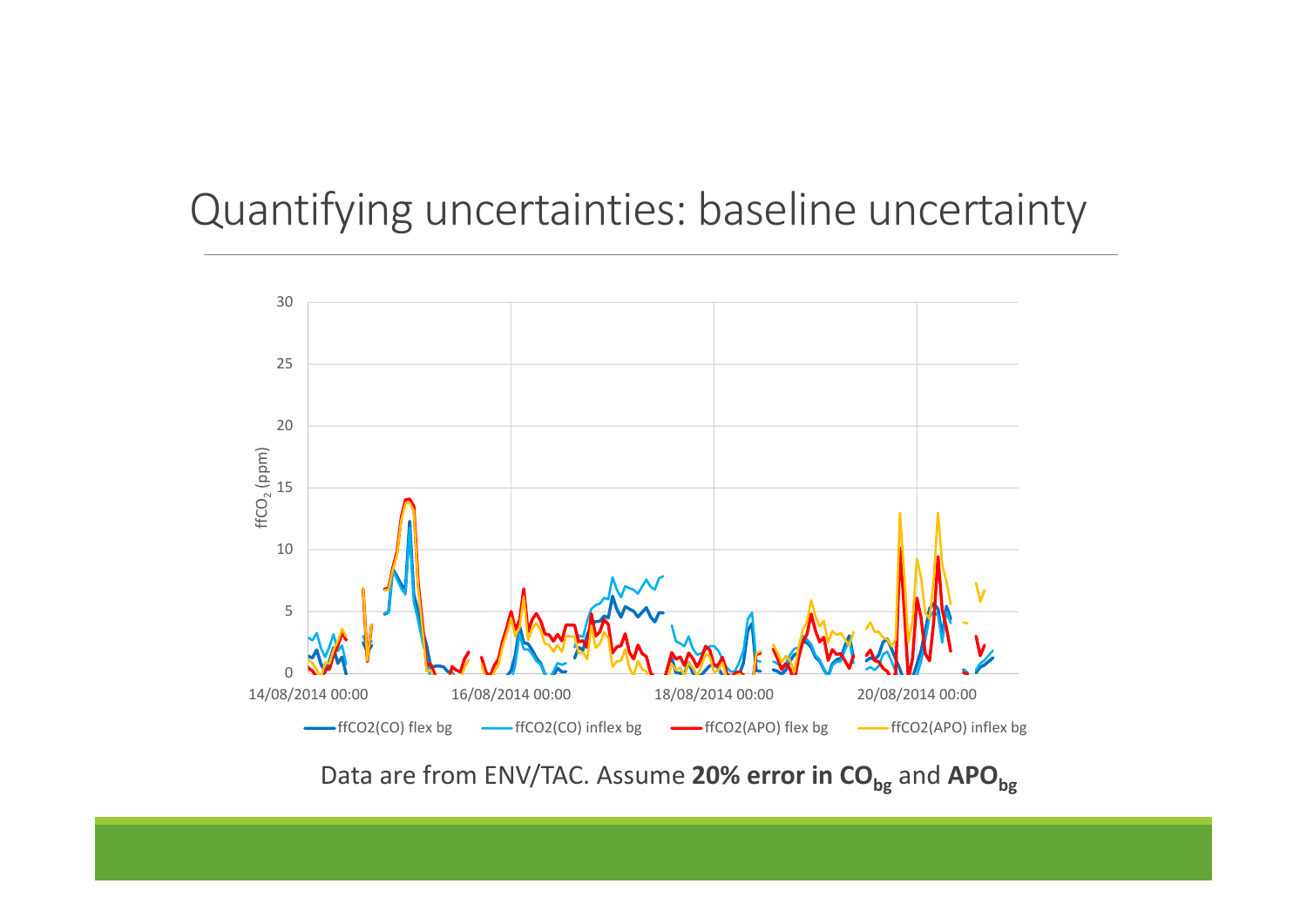# Quantifying uncertainties: baseline uncertainty

Data are from ENV/TAC. Assume **20% error in $CO_{bg}$** and **$APO_{bg}$**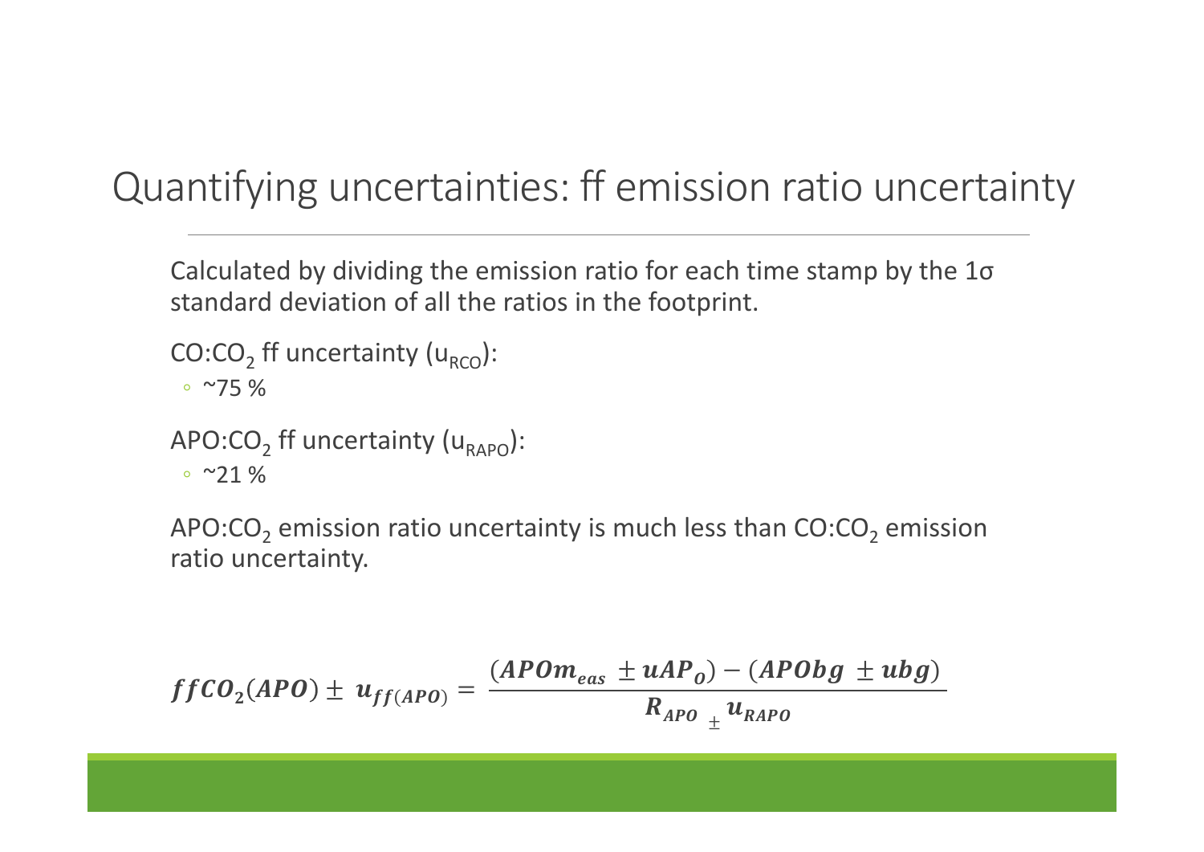# Quantifying uncertainties: ff emission ratio uncertainty

Calculated by dividing the emission ratio for each time stamp by the 1σ standard deviation of all the ratios in the footprint.

CO:$CO_2$ ff uncertainty ($u_{RCO}$):

- ~75 %

APO:$CO_2$ ff uncertainty ($u_{RAPO}$):

- ~21 %

APO:$CO_2$ emission ratio uncertainty is much less than CO:$CO_2$ emission ratio uncertainty.

$$\boldsymbol{ffCO_2(APO) \pm u_{ff(APO)} = \frac{(APOm_{eas} \pm uAP_O) - (APObg \pm ubg)}{R_{APO} \pm u_{RAPO}}}$$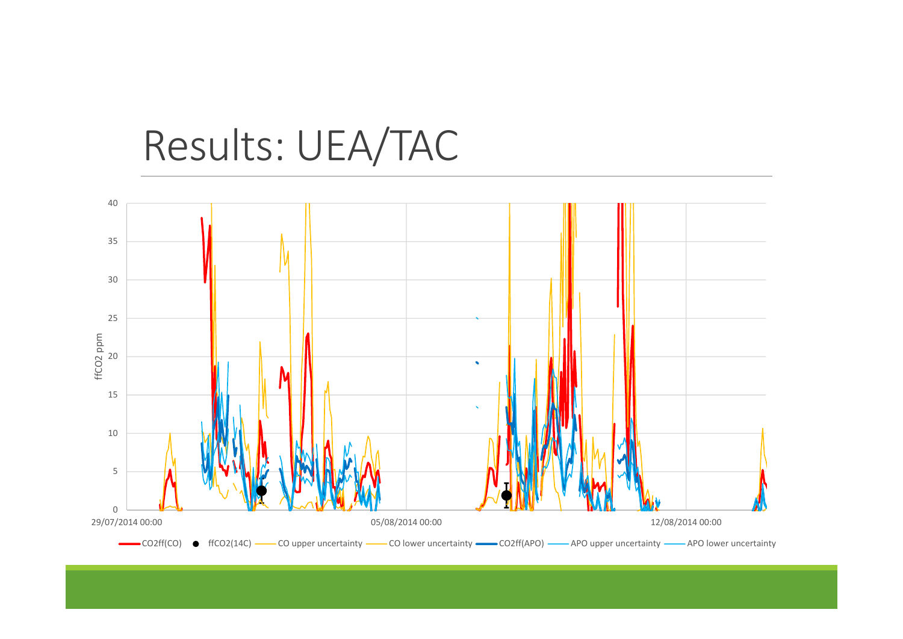# Results: UEA/TAC

ffCO2 ppm

40
35
30
25
20
15
10
5
0

29/07/2014 00:00 05/08/2014 00:00 12/08/2014 00:00

CO2ff(CO) ffCO2(14C) CO upper uncertainty CO lower uncertainty CO2ff(APO) APO upper uncertainty APO lower uncertainty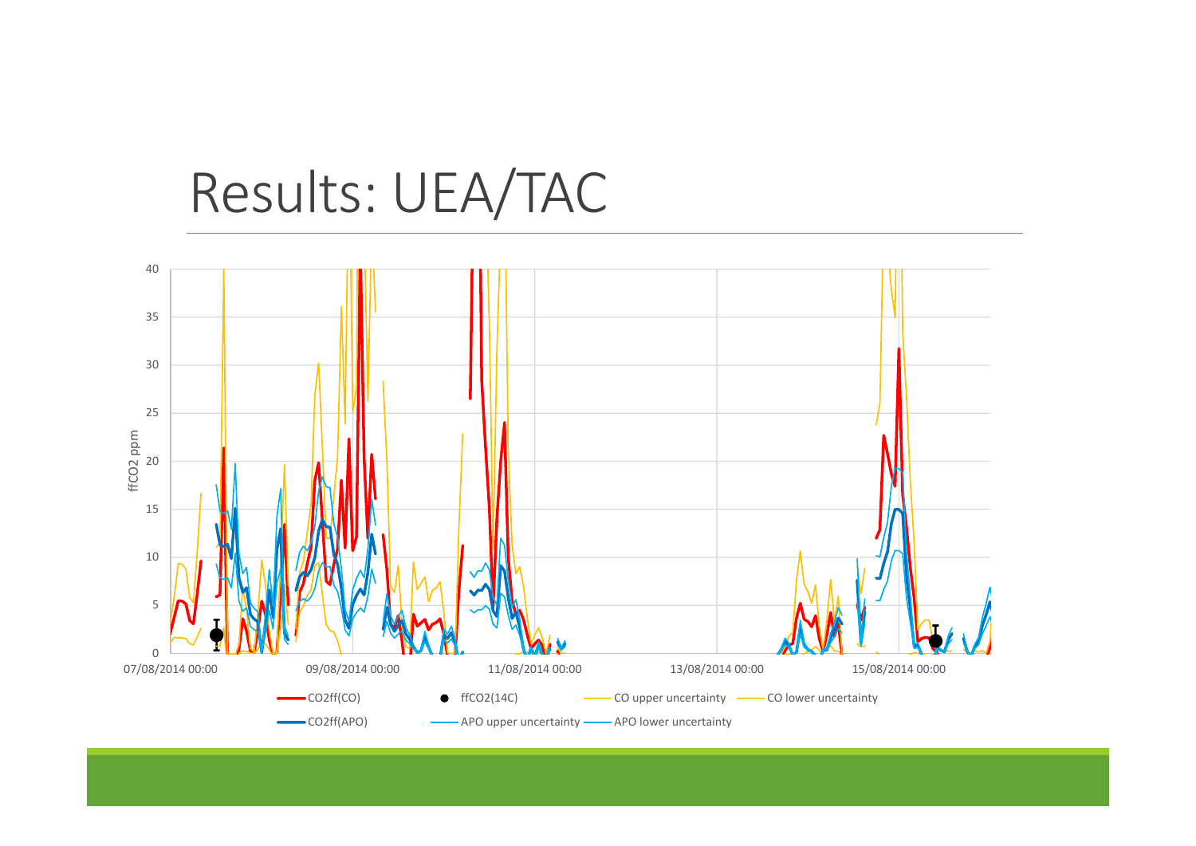# Results: UEA/TAC

ffCO2 ppm

40
35
30
25
20
15
10
5
0

07/08/2014 00:00 | 09/08/2014 00:00 | 11/08/2014 00:00 | 13/08/2014 00:00 | 15/08/2014 00:00

CO2ff(CO) ● ffCO2(14C) CO upper uncertainty CO lower uncertainty

CO2ff(APO) APO upper uncertainty APO lower uncertainty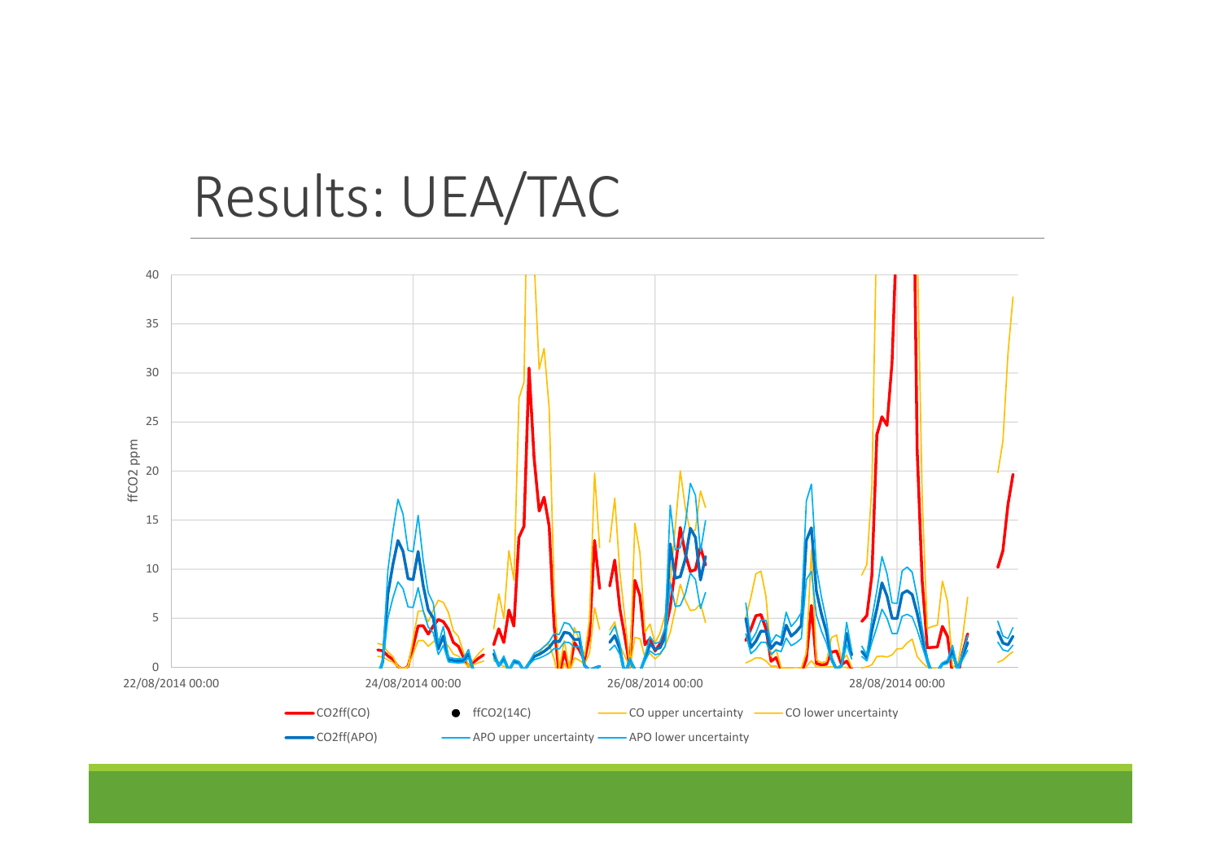# Results: UEA/TAC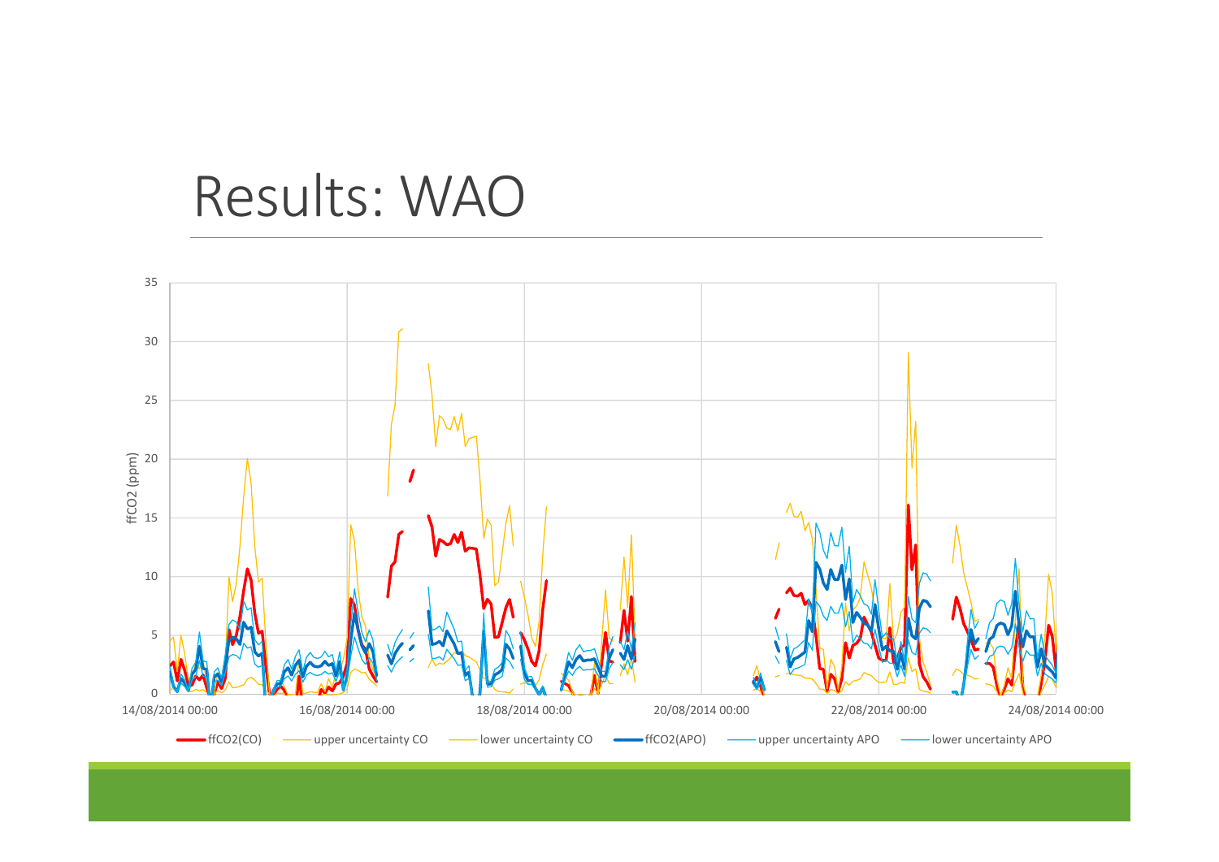# Results: WAO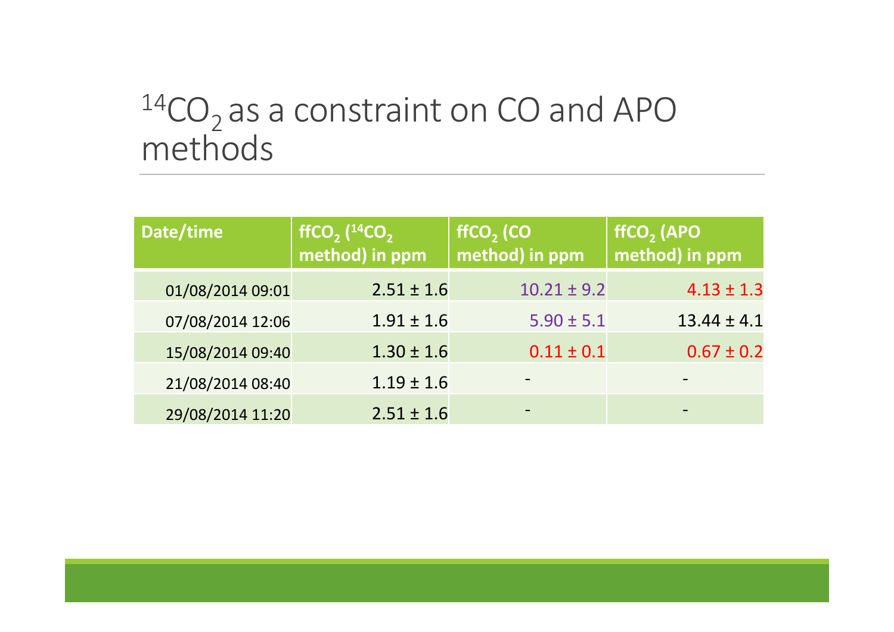# $^{14}CO_2$ as a constraint on CO and APO methods

| Date/time | $ffCO_2$ ($^{14}CO_2$ method) in ppm | $ffCO_2$ (CO method) in ppm | $ffCO_2$ (APO method) in ppm |
|---|---|---|---|
| 01/08/2014 09:01 | 2.51 ± 1.6 | 10.21 ± 9.2 | 4.13 ± 1.3 |
| 07/08/2014 12:06 | 1.91 ± 1.6 | 5.90 ± 5.1 | 13.44 ± 4.1 |
| 15/08/2014 09:40 | 1.30 ± 1.6 | 0.11 ± 0.1 | 0.67 ± 0.2 |
| 21/08/2014 08:40 | 1.19 ± 1.6 | - | - |
| 29/08/2014 11:20 | 2.51 ± 1.6 | - | - |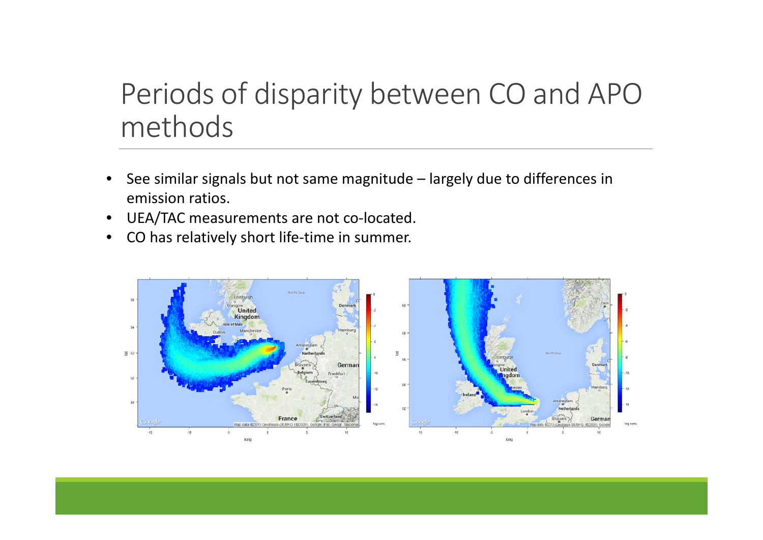# Periods of disparity between CO and APO methods

- See similar signals but not same magnitude – largely due to differences in emission ratios.
- UEA/TAC measurements are not co-located.
- CO has relatively short life-time in summer.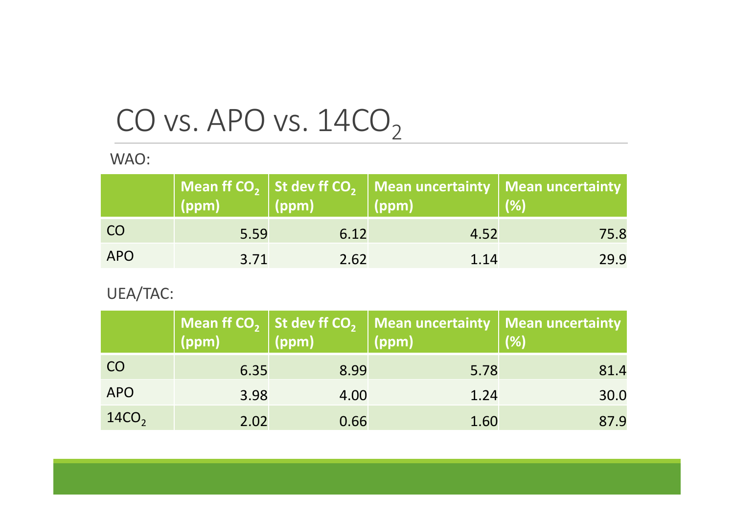# CO vs. APO vs. $14CO_2$

WAO:

| | Mean ff $CO_2$ (ppm) | St dev ff $CO_2$ (ppm) | Mean uncertainty (ppm) | Mean uncertainty (%) |
|---|---|---|---|---|
| CO | 5.59 | 6.12 | 4.52 | 75.8 |
| APO | 3.71 | 2.62 | 1.14 | 29.9 |

UEA/TAC:

| | Mean ff $CO_2$ (ppm) | St dev ff $CO_2$ (ppm) | Mean uncertainty (ppm) | Mean uncertainty (%) |
|---|---|---|---|---|
| CO | 6.35 | 8.99 | 5.78 | 81.4 |
| APO | 3.98 | 4.00 | 1.24 | 30.0 |
| $14CO_2$ | 2.02 | 0.66 | 1.60 | 87.9 |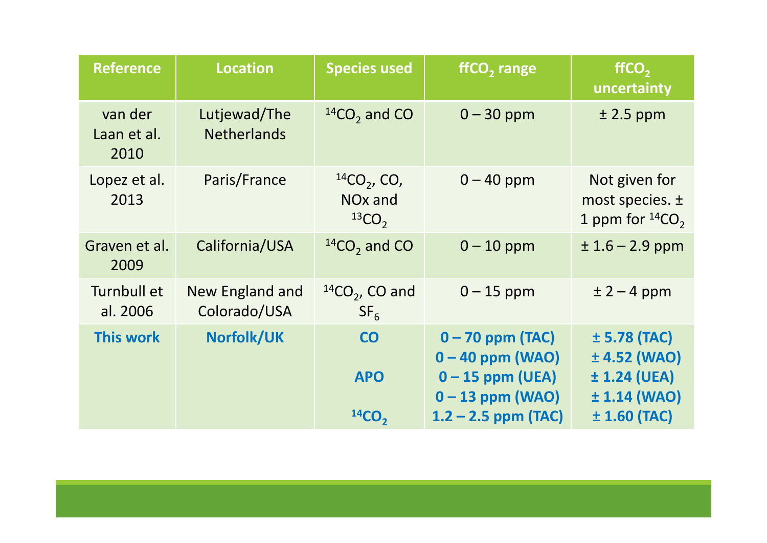| Reference | Location | Species used | $ffCO_2$ range | $ffCO_2$ uncertainty |
|---|---|---|---|---|
| van der Laan et al. 2010 | Lutjewad/The Netherlands | $^{14}CO_2$ and CO | 0 – 30 ppm | ± 2.5 ppm |
| Lopez et al. 2013 | Paris/France | $^{14}CO_2$, CO, NOx and $^{13}CO_2$ | 0 – 40 ppm | Not given for most species. ± 1 ppm for $^{14}CO_2$ |
| Graven et al. 2009 | California/USA | $^{14}CO_2$ and CO | 0 – 10 ppm | ± 1.6 – 2.9 ppm |
| Turnbull et al. 2006 | New England and Colorado/USA | $^{14}CO_2$, CO and $SF_6$ | 0 – 15 ppm | ± 2 – 4 ppm |
| **This work** | **Norfolk/UK** | **CO** | **0 – 70 ppm (TAC)**<br>**0 – 40 ppm (WAO)** | **± 5.78 (TAC)**<br>**± 4.52 (WAO)** |
| | | **APO** | **0 – 15 ppm (UEA)**<br>**0 – 13 ppm (WAO)** | **± 1.24 (UEA)**<br>**± 1.14 (WAO)** |
| | | **$^{14}CO_2$** | **1.2 – 2.5 ppm (TAC)** | **± 1.60 (TAC)** |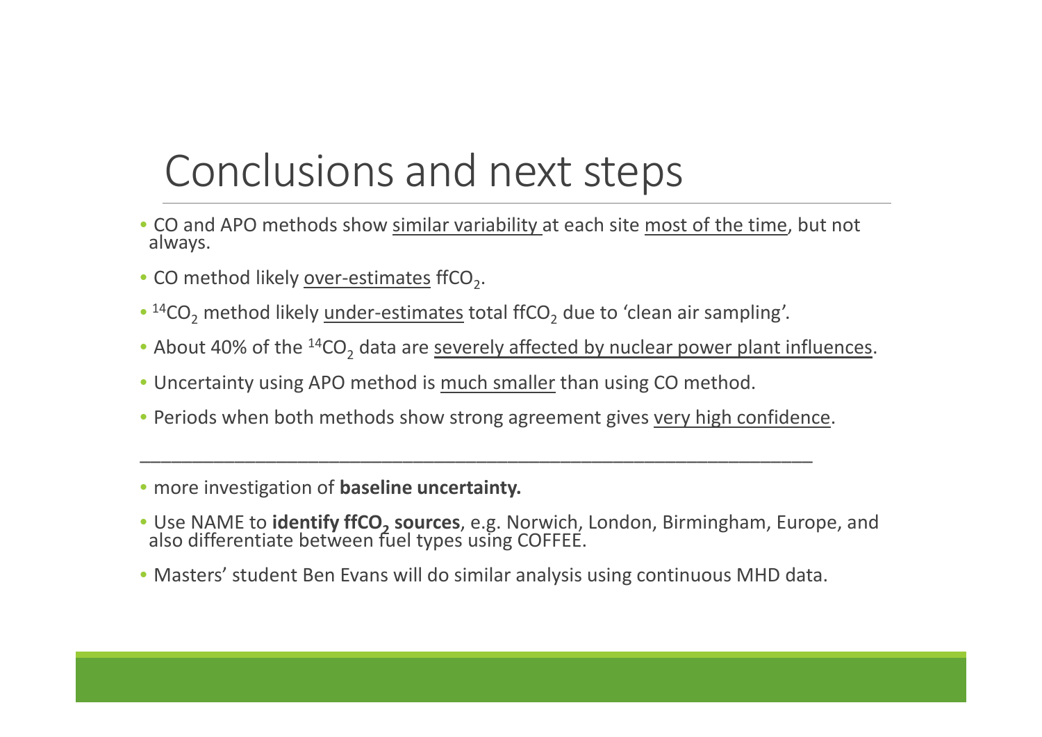# Conclusions and next steps

- CO and APO methods show similar variability at each site most of the time, but not always.
- CO method likely over-estimates ff$CO_2$.
- $^{14}CO_2$ method likely under-estimates total ff$CO_2$ due to 'clean air sampling'.
- About 40% of the $^{14}CO_2$ data are severely affected by nuclear power plant influences.
- Uncertainty using APO method is much smaller than using CO method.
- Periods when both methods show strong agreement gives very high confidence.

---

- more investigation of **baseline uncertainty.**
- Use NAME to **identify ff$CO_2$ sources**, e.g. Norwich, London, Birmingham, Europe, and also differentiate between fuel types using COFFEE.
- Masters' student Ben Evans will do similar analysis using continuous MHD data.